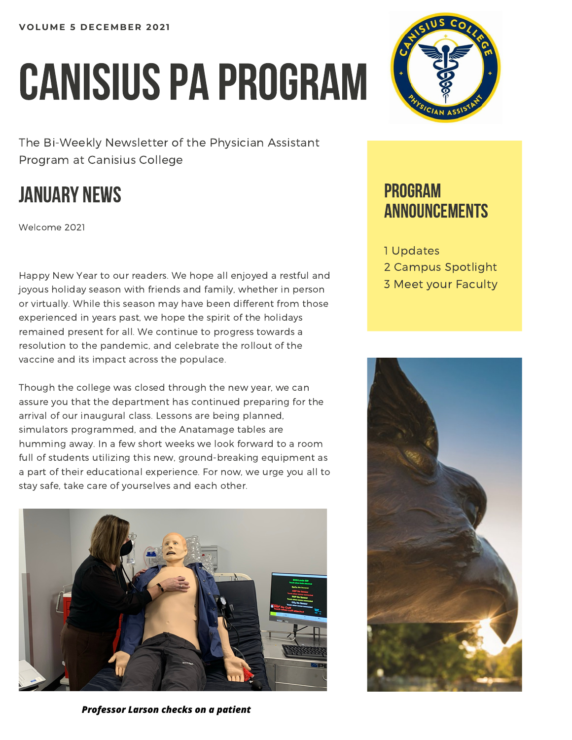VOLUME 5 DECEMBER 2021

# CANISIUS PA PROGRAM

The Bi-Weekly Newsletter of the Physician Assistant Program at Canisius College

## JANUARY NEWS

Welcome 2021

Happy New Year to our readers. We hope all enjoyed a restful and joyous holiday season with friends and family, whether in person or virtually. While this season may have been different from those experienced in years past, we hope the spirit of the holidays remained present for all. We continue to progress towards a resolution to the pandemic, and celebrate the rollout of the vaccine and its impact across the populace.

Though the college was closed through the new year, we can assure you that the department has continued preparing for the arrival of our inaugural class. Lessons are being planned, simulators programmed, and the Anatamage tables are humming away. In a few short weeks we look forward to a room full of students utilizing this new, ground-breaking equipment as a part of their educational experience. For now, we urge you all to stay safe, take care of yourselves and each other.

***Professor Larson checks on a patient***

## PROGRAM ANNOUNCEMENTS

1 Updates
2 Campus Spotlight
3 Meet your Faculty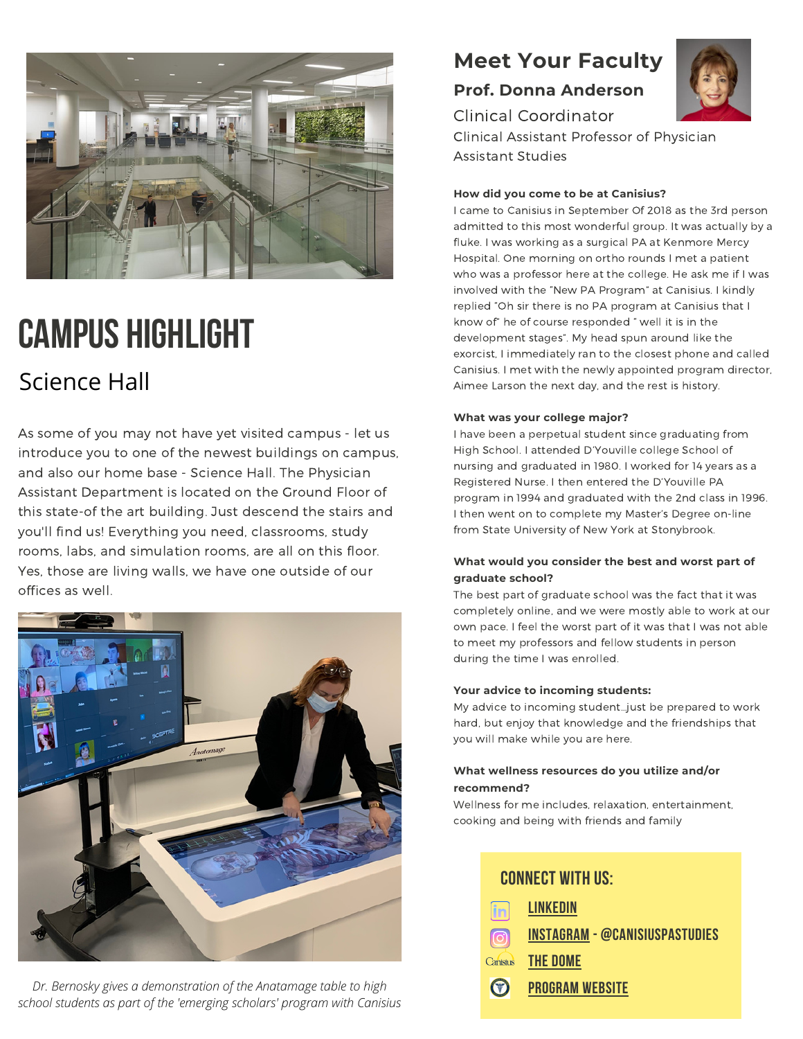# CAMPUS HIGHLIGHT

## Science Hall

As some of you may not have yet visited campus - let us introduce you to one of the newest buildings on campus, and also our home base - Science Hall. The Physician Assistant Department is located on the Ground Floor of this state-of the art building. Just descend the stairs and you'll find us! Everything you need, classrooms, study rooms, labs, and simulation rooms, are all on this floor. Yes, those are living walls, we have one outside of our offices as well.

*Dr. Bernosky gives a demonstration of the Anatamage table to high school students as part of the 'emerging scholars' program with Canisius*

# Meet Your Faculty

## Prof. Donna Anderson

Clinical Coordinator

Clinical Assistant Professor of Physician Assistant Studies

**How did you come to be at Canisius?**

I came to Canisius in September Of 2018 as the 3rd person admitted to this most wonderful group. It was actually by a fluke. I was working as a surgical PA at Kenmore Mercy Hospital. One morning on ortho rounds I met a patient who was a professor here at the college. He ask me if I was involved with the "New PA Program" at Canisius. I kindly replied "Oh sir there is no PA program at Canisius that I know of" he of course responded " well it is in the development stages". My head spun around like the exorcist, I immediately ran to the closest phone and called Canisius. I met with the newly appointed program director, Aimee Larson the next day, and the rest is history.

**What was your college major?**

I have been a perpetual student since graduating from High School. I attended D'Youville college School of nursing and graduated in 1980. I worked for 14 years as a Registered Nurse. I then entered the D'Youville PA program in 1994 and graduated with the 2nd class in 1996. I then went on to complete my Master's Degree on-line from State University of New York at Stonybrook.

**What would you consider the best and worst part of graduate school?**

The best part of graduate school was the fact that it was completely online, and we were mostly able to work at our own pace. I feel the worst part of it was that I was not able to meet my professors and fellow students in person during the time I was enrolled.

**Your advice to incoming students:**

My advice to incoming student...just be prepared to work hard, but enjoy that knowledge and the friendships that you will make while you are here.

**What wellness resources do you utilize and/or recommend?**

Wellness for me includes, relaxation, entertainment, cooking and being with friends and family

### CONNECT WITH US:

- LINKEDIN
- INSTAGRAM - @CANISIUSPASTUDIES
- THE DOME
- PROGRAM WEBSITE